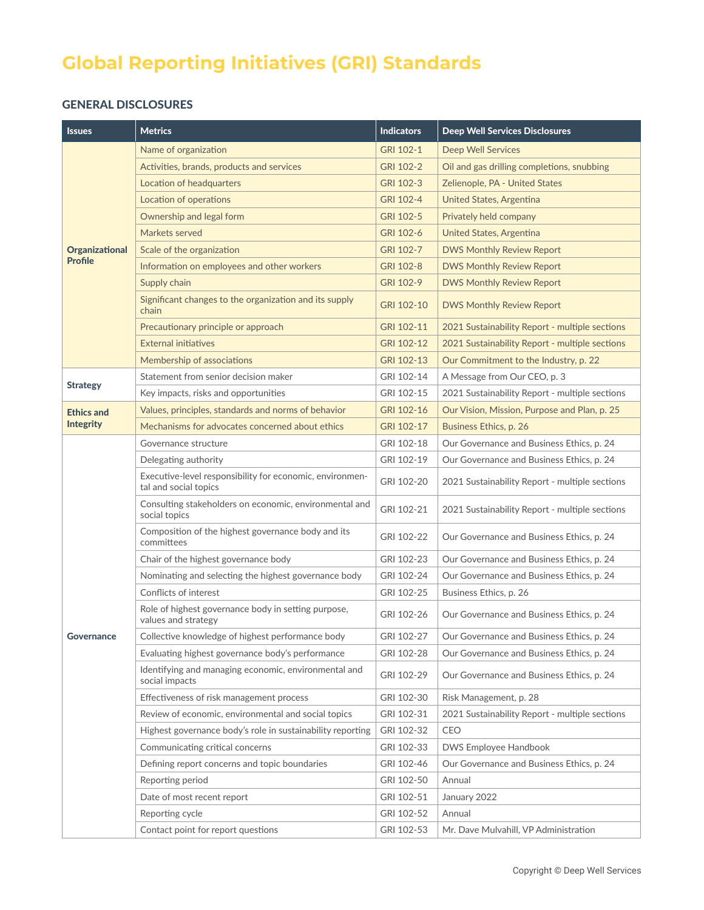# Global Reporting Initiatives (GRI) Standards

## GENERAL DISCLOSURES

| Issues | Metrics | Indicators | Deep Well Services Disclosures |
|---|---|---|---|
| Organizational Profile | Name of organization | GRI 102-1 | Deep Well Services |
| | Activities, brands, products and services | GRI 102-2 | Oil and gas drilling completions, snubbing |
| | Location of headquarters | GRI 102-3 | Zelienople, PA - United States |
| | Location of operations | GRI 102-4 | United States, Argentina |
| | Ownership and legal form | GRI 102-5 | Privately held company |
| | Markets served | GRI 102-6 | United States, Argentina |
| | Scale of the organization | GRI 102-7 | DWS Monthly Review Report |
| | Information on employees and other workers | GRI 102-8 | DWS Monthly Review Report |
| | Supply chain | GRI 102-9 | DWS Monthly Review Report |
| | Significant changes to the organization and its supply chain | GRI 102-10 | DWS Monthly Review Report |
| | Precautionary principle or approach | GRI 102-11 | 2021 Sustainability Report - multiple sections |
| | External initiatives | GRI 102-12 | 2021 Sustainability Report - multiple sections |
| | Membership of associations | GRI 102-13 | Our Commitment to the Industry, p. 22 |
| Strategy | Statement from senior decision maker | GRI 102-14 | A Message from Our CEO, p. 3 |
| | Key impacts, risks and opportunities | GRI 102-15 | 2021 Sustainability Report - multiple sections |
| Ethics and Integrity | Values, principles, standards and norms of behavior | GRI 102-16 | Our Vision, Mission, Purpose and Plan, p. 25 |
| | Mechanisms for advocates concerned about ethics | GRI 102-17 | Business Ethics, p. 26 |
| Governance | Governance structure | GRI 102-18 | Our Governance and Business Ethics, p. 24 |
| | Delegating authority | GRI 102-19 | Our Governance and Business Ethics, p. 24 |
| | Executive-level responsibility for economic, environmental and social topics | GRI 102-20 | 2021 Sustainability Report - multiple sections |
| | Consulting stakeholders on economic, environmental and social topics | GRI 102-21 | 2021 Sustainability Report - multiple sections |
| | Composition of the highest governance body and its committees | GRI 102-22 | Our Governance and Business Ethics, p. 24 |
| | Chair of the highest governance body | GRI 102-23 | Our Governance and Business Ethics, p. 24 |
| | Nominating and selecting the highest governance body | GRI 102-24 | Our Governance and Business Ethics, p. 24 |
| | Conflicts of interest | GRI 102-25 | Business Ethics, p. 26 |
| | Role of highest governance body in setting purpose, values and strategy | GRI 102-26 | Our Governance and Business Ethics, p. 24 |
| | Collective knowledge of highest performance body | GRI 102-27 | Our Governance and Business Ethics, p. 24 |
| | Evaluating highest governance body's performance | GRI 102-28 | Our Governance and Business Ethics, p. 24 |
| | Identifying and managing economic, environmental and social impacts | GRI 102-29 | Our Governance and Business Ethics, p. 24 |
| | Effectiveness of risk management process | GRI 102-30 | Risk Management, p. 28 |
| | Review of economic, environmental and social topics | GRI 102-31 | 2021 Sustainability Report - multiple sections |
| | Highest governance body's role in sustainability reporting | GRI 102-32 | CEO |
| | Communicating critical concerns | GRI 102-33 | DWS Employee Handbook |
| | Defining report concerns and topic boundaries | GRI 102-46 | Our Governance and Business Ethics, p. 24 |
| | Reporting period | GRI 102-50 | Annual |
| | Date of most recent report | GRI 102-51 | January 2022 |
| | Reporting cycle | GRI 102-52 | Annual |
| | Contact point for report questions | GRI 102-53 | Mr. Dave Mulvahill, VP Administration |

Copyright © Deep Well Services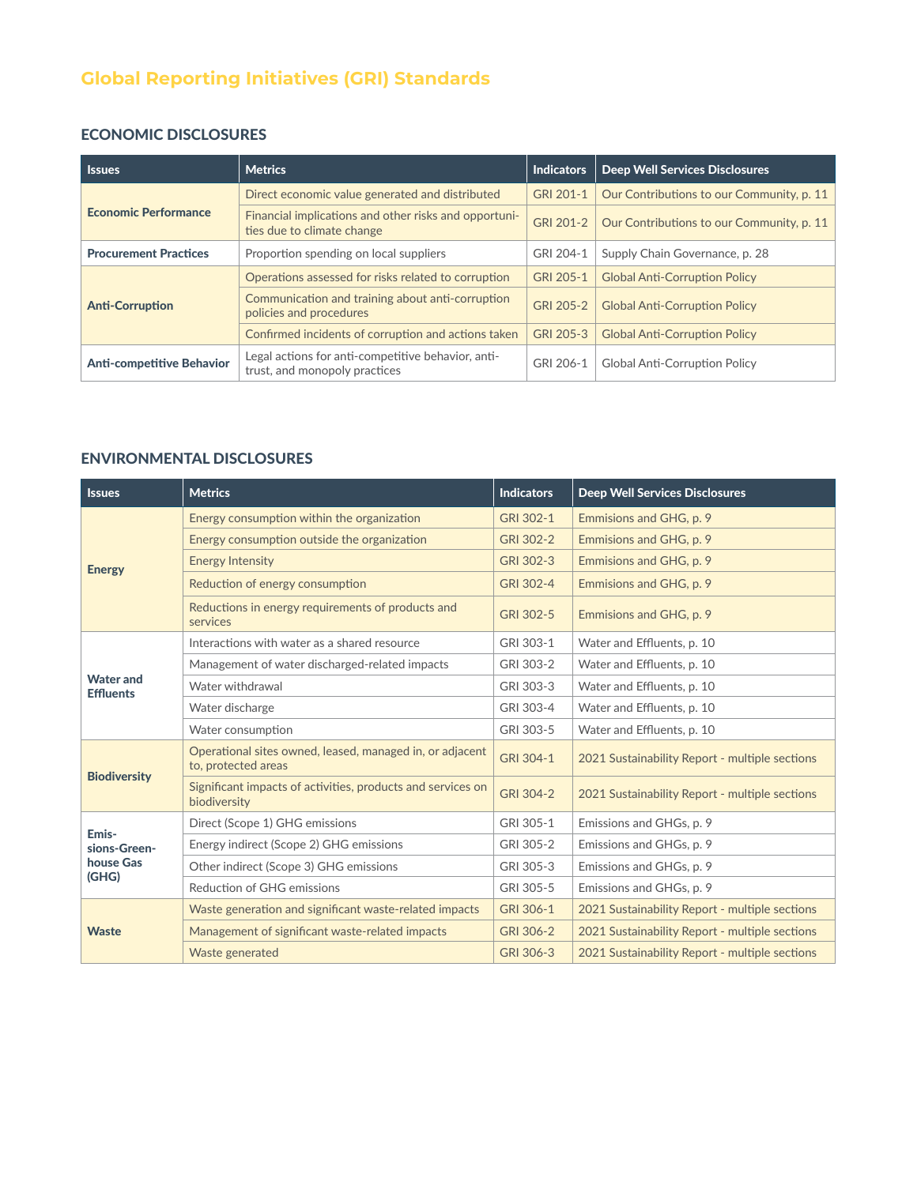# Global Reporting Initiatives (GRI) Standards

## ECONOMIC DISCLOSURES

| Issues | Metrics | Indicators | Deep Well Services Disclosures |
|---|---|---|---|
| **Economic Performance** | Direct economic value generated and distributed | GRI 201-1 | Our Contributions to our Community, p. 11 |
| | Financial implications and other risks and opportunities due to climate change | GRI 201-2 | Our Contributions to our Community, p. 11 |
| **Procurement Practices** | Proportion spending on local suppliers | GRI 204-1 | Supply Chain Governance, p. 28 |
| **Anti-Corruption** | Operations assessed for risks related to corruption | GRI 205-1 | Global Anti-Corruption Policy |
| | Communication and training about anti-corruption policies and procedures | GRI 205-2 | Global Anti-Corruption Policy |
| | Confirmed incidents of corruption and actions taken | GRI 205-3 | Global Anti-Corruption Policy |
| **Anti-competitive Behavior** | Legal actions for anti-competitive behavior, anti-trust, and monopoly practices | GRI 206-1 | Global Anti-Corruption Policy |

## ENVIRONMENTAL DISCLOSURES

| Issues | Metrics | Indicators | Deep Well Services Disclosures |
|---|---|---|---|
| **Energy** | Energy consumption within the organization | GRI 302-1 | Emmisions and GHG, p. 9 |
| | Energy consumption outside the organization | GRI 302-2 | Emmisions and GHG, p. 9 |
| | Energy Intensity | GRI 302-3 | Emmisions and GHG, p. 9 |
| | Reduction of energy consumption | GRI 302-4 | Emmisions and GHG, p. 9 |
| | Reductions in energy requirements of products and services | GRI 302-5 | Emmisions and GHG, p. 9 |
| **Water and Effluents** | Interactions with water as a shared resource | GRI 303-1 | Water and Effluents, p. 10 |
| | Management of water discharged-related impacts | GRI 303-2 | Water and Effluents, p. 10 |
| | Water withdrawal | GRI 303-3 | Water and Effluents, p. 10 |
| | Water discharge | GRI 303-4 | Water and Effluents, p. 10 |
| | Water consumption | GRI 303-5 | Water and Effluents, p. 10 |
| **Biodiversity** | Operational sites owned, leased, managed in, or adjacent to, protected areas | GRI 304-1 | 2021 Sustainability Report - multiple sections |
| | Significant impacts of activities, products and services on biodiversity | GRI 304-2 | 2021 Sustainability Report - multiple sections |
| **Emissions-Greenhouse Gas (GHG)** | Direct (Scope 1) GHG emissions | GRI 305-1 | Emissions and GHGs, p. 9 |
| | Energy indirect (Scope 2) GHG emissions | GRI 305-2 | Emissions and GHGs, p. 9 |
| | Other indirect (Scope 3) GHG emissions | GRI 305-3 | Emissions and GHGs, p. 9 |
| | Reduction of GHG emissions | GRI 305-5 | Emissions and GHGs, p. 9 |
| **Waste** | Waste generation and significant waste-related impacts | GRI 306-1 | 2021 Sustainability Report - multiple sections |
| | Management of significant waste-related impacts | GRI 306-2 | 2021 Sustainability Report - multiple sections |
| | Waste generated | GRI 306-3 | 2021 Sustainability Report - multiple sections |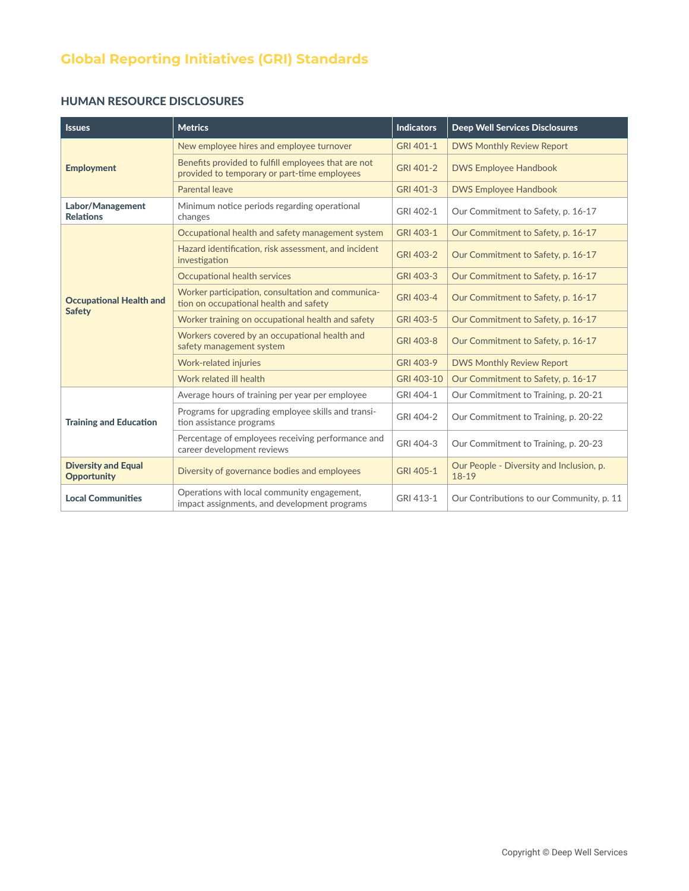## Global Reporting Initiatives (GRI) Standards

### HUMAN RESOURCE DISCLOSURES

| Issues | Metrics | Indicators | Deep Well Services Disclosures |
|---|---|---|---|
| **Employment** | New employee hires and employee turnover | GRI 401-1 | DWS Monthly Review Report |
| | Benefits provided to fulfill employees that are not provided to temporary or part-time employees | GRI 401-2 | DWS Employee Handbook |
| | Parental leave | GRI 401-3 | DWS Employee Handbook |
| **Labor/Management Relations** | Minimum notice periods regarding operational changes | GRI 402-1 | Our Commitment to Safety, p. 16-17 |
| **Occupational Health and Safety** | Occupational health and safety management system | GRI 403-1 | Our Commitment to Safety, p. 16-17 |
| | Hazard identification, risk assessment, and incident investigation | GRI 403-2 | Our Commitment to Safety, p. 16-17 |
| | Occupational health services | GRI 403-3 | Our Commitment to Safety, p. 16-17 |
| | Worker participation, consultation and communication on occupational health and safety | GRI 403-4 | Our Commitment to Safety, p. 16-17 |
| | Worker training on occupational health and safety | GRI 403-5 | Our Commitment to Safety, p. 16-17 |
| | Workers covered by an occupational health and safety management system | GRI 403-8 | Our Commitment to Safety, p. 16-17 |
| | Work-related injuries | GRI 403-9 | DWS Monthly Review Report |
| | Work related ill health | GRI 403-10 | Our Commitment to Safety, p. 16-17 |
| **Training and Education** | Average hours of training per year per employee | GRI 404-1 | Our Commitment to Training, p. 20-21 |
| | Programs for upgrading employee skills and transition assistance programs | GRI 404-2 | Our Commitment to Training, p. 20-22 |
| | Percentage of employees receiving performance and career development reviews | GRI 404-3 | Our Commitment to Training, p. 20-23 |
| **Diversity and Equal Opportunity** | Diversity of governance bodies and employees | GRI 405-1 | Our People - Diversity and Inclusion, p. 18-19 |
| **Local Communities** | Operations with local community engagement, impact assignments, and development programs | GRI 413-1 | Our Contributions to our Community, p. 11 |

Copyright © Deep Well Services